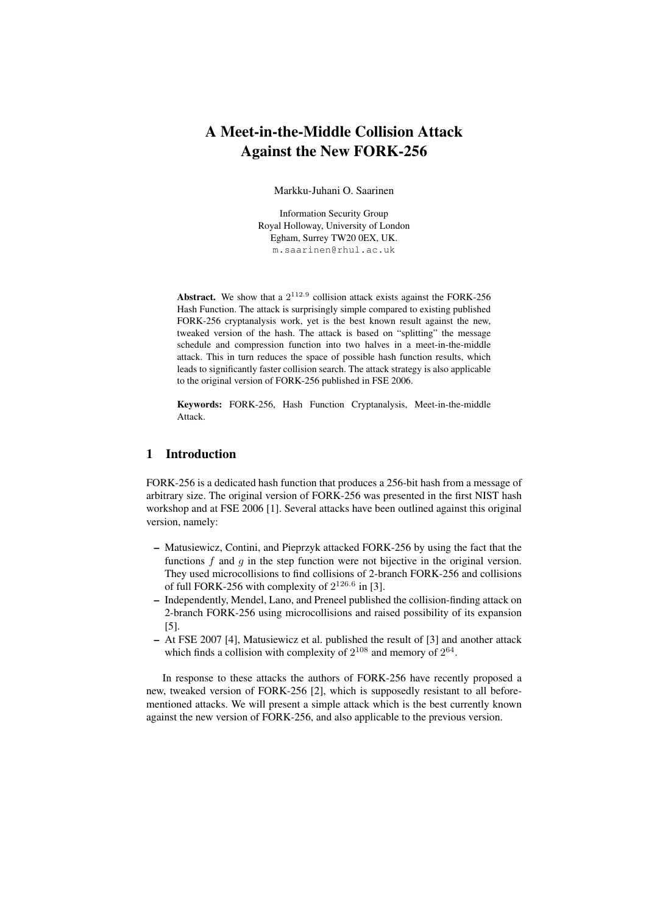# A Meet-in-the-Middle Collision Attack Against the New FORK-256

Markku-Juhani O. Saarinen

Information Security Group
Royal Holloway, University of London
Egham, Surrey TW20 0EX, UK.
m.saarinen@rhul.ac.uk

**Abstract.** We show that a $2^{112.9}$ collision attack exists against the FORK-256 Hash Function. The attack is surprisingly simple compared to existing published FORK-256 cryptanalysis work, yet is the best known result against the new, tweaked version of the hash. The attack is based on "splitting" the message schedule and compression function into two halves in a meet-in-the-middle attack. This in turn reduces the space of possible hash function results, which leads to significantly faster collision search. The attack strategy is also applicable to the original version of FORK-256 published in FSE 2006.

**Keywords:** FORK-256, Hash Function Cryptanalysis, Meet-in-the-middle Attack.

## 1 Introduction

FORK-256 is a dedicated hash function that produces a 256-bit hash from a message of arbitrary size. The original version of FORK-256 was presented in the first NIST hash workshop and at FSE 2006 [1]. Several attacks have been outlined against this original version, namely:

- Matusiewicz, Contini, and Pieprzyk attacked FORK-256 by using the fact that the functions $f$ and $g$ in the step function were not bijective in the original version. They used microcollisions to find collisions of 2-branch FORK-256 and collisions of full FORK-256 with complexity of $2^{126.6}$ in [3].
- Independently, Mendel, Lano, and Preneel published the collision-finding attack on 2-branch FORK-256 using microcollisions and raised possibility of its expansion [5].
- At FSE 2007 [4], Matusiewicz et al. published the result of [3] and another attack which finds a collision with complexity of $2^{108}$ and memory of $2^{64}$.

In response to these attacks the authors of FORK-256 have recently proposed a new, tweaked version of FORK-256 [2], which is supposedly resistant to all before-mentioned attacks. We will present a simple attack which is the best currently known against the new version of FORK-256, and also applicable to the previous version.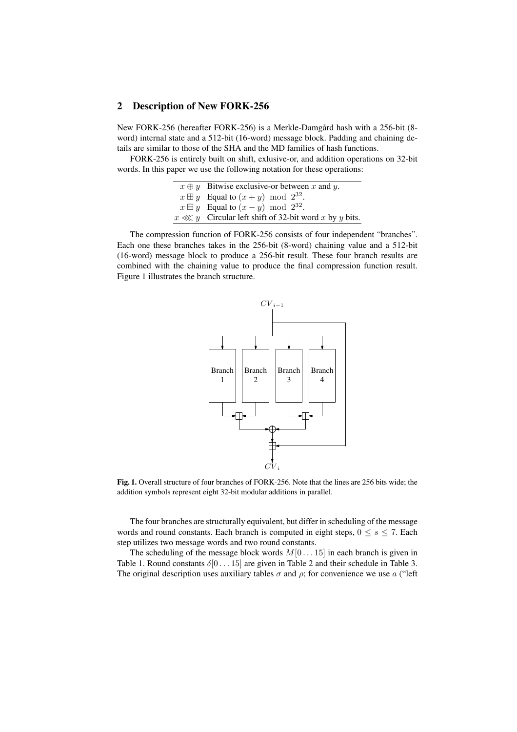## 2 Description of New FORK-256

New FORK-256 (hereafter FORK-256) is a Merkle-Damgård hash with a 256-bit (8-word) internal state and a 512-bit (16-word) message block. Padding and chaining details are similar to those of the SHA and the MD families of hash functions.

FORK-256 is entirely built on shift, exlusive-or, and addition operations on 32-bit words. In this paper we use the following notation for these operations:

| | |
|---|---|
| $x \oplus y$ | Bitwise exclusive-or between $x$ and $y$. |
| $x \boxplus y$ | Equal to $(x + y) \mod 2^{32}$. |
| $x \boxminus y$ | Equal to $(x - y) \mod 2^{32}$. |
| $x \lll y$ | Circular left shift of 32-bit word $x$ by $y$ bits. |

The compression function of FORK-256 consists of four independent "branches". Each one these branches takes in the 256-bit (8-word) chaining value and a 512-bit (16-word) message block to produce a 256-bit result. These four branch results are combined with the chaining value to produce the final compression function result. Figure 1 illustrates the branch structure.

**Fig. 1.** Overall structure of four branches of FORK-256. Note that the lines are 256 bits wide; the addition symbols represent eight 32-bit modular additions in parallel.

The four branches are structurally equivalent, but differ in scheduling of the message words and round constants. Each branch is computed in eight steps, $0 \leq s \leq 7$. Each step utilizes two message words and two round constants.

The scheduling of the message block words $M[0 \ldots 15]$ in each branch is given in Table 1. Round constants $\delta[0 \ldots 15]$ are given in Table 2 and their schedule in Table 3. The original description uses auxiliary tables $\sigma$ and $\rho$; for convenience we use $a$ ("left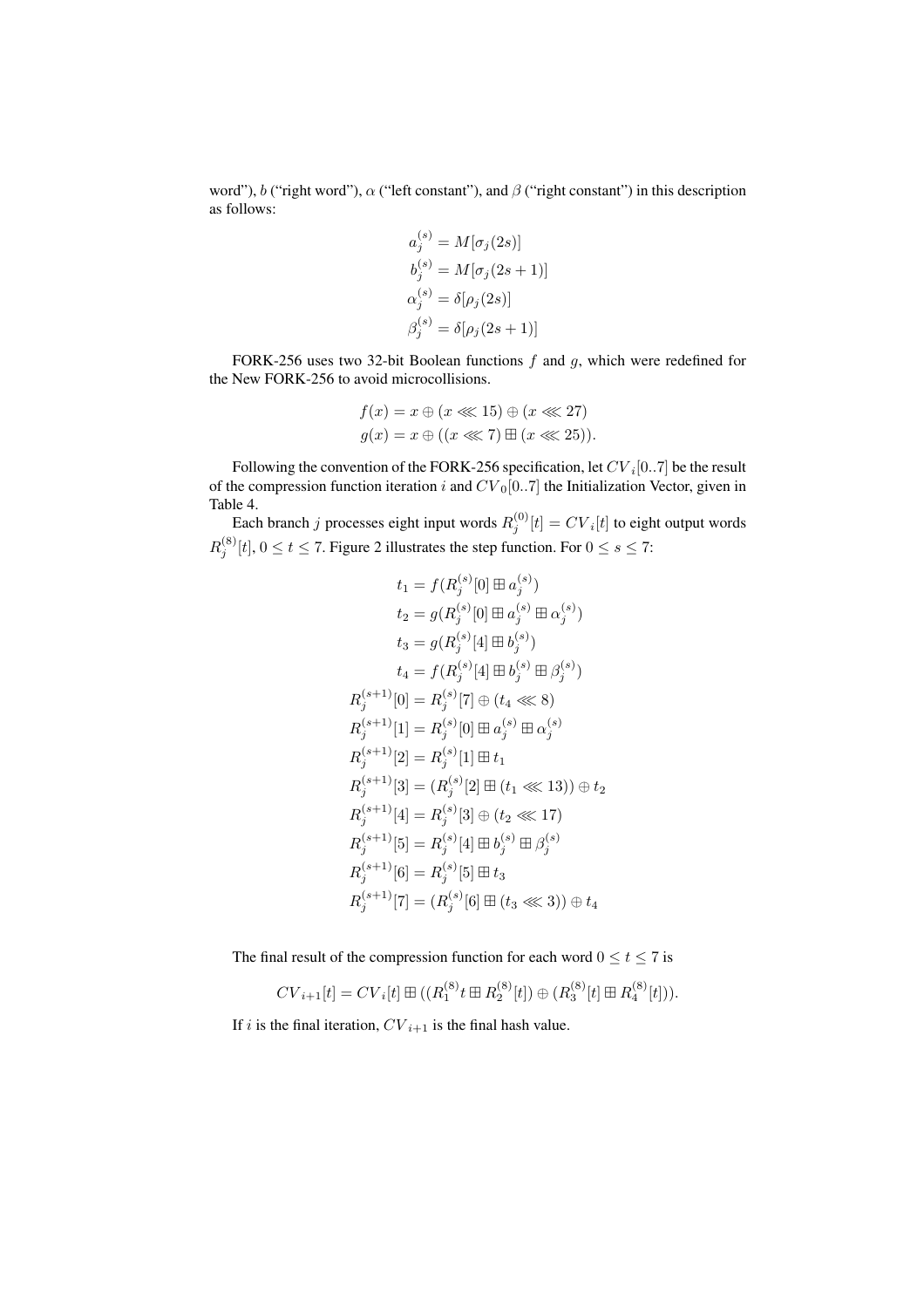word"), $b$ ("right word"), $\alpha$ ("left constant"), and $\beta$ ("right constant") in this description as follows:

$$a_j^{(s)} = M[\sigma_j(2s)]$$
$$b_j^{(s)} = M[\sigma_j(2s+1)]$$
$$\alpha_j^{(s)} = \delta[\rho_j(2s)]$$
$$\beta_j^{(s)} = \delta[\rho_j(2s+1)]$$

FORK-256 uses two 32-bit Boolean functions $f$ and $g$, which were redefined for the New FORK-256 to avoid microcollisions.

$$f(x) = x \oplus (x \lll 15) \oplus (x \lll 27)$$
$$g(x) = x \oplus ((x \lll 7) \boxplus (x \lll 25)).$$

Following the convention of the FORK-256 specification, let $CV_i[0..7]$ be the result of the compression function iteration $i$ and $CV_0[0..7]$ the Initialization Vector, given in Table 4.

Each branch $j$ processes eight input words $R_j^{(0)}[t] = CV_i[t]$ to eight output words $R_j^{(8)}[t]$, $0 \leq t \leq 7$. Figure 2 illustrates the step function. For $0 \leq s \leq 7$:

$$t_1 = f(R_j^{(s)}[0] \boxplus a_j^{(s)})$$
$$t_2 = g(R_j^{(s)}[0] \boxplus a_j^{(s)} \boxplus \alpha_j^{(s)})$$
$$t_3 = g(R_j^{(s)}[4] \boxplus b_j^{(s)})$$
$$t_4 = f(R_j^{(s)}[4] \boxplus b_j^{(s)} \boxplus \beta_j^{(s)})$$
$$R_j^{(s+1)}[0] = R_j^{(s)}[7] \oplus (t_4 \lll 8)$$
$$R_j^{(s+1)}[1] = R_j^{(s)}[0] \boxplus a_j^{(s)} \boxplus \alpha_j^{(s)}$$
$$R_j^{(s+1)}[2] = R_j^{(s)}[1] \boxplus t_1$$
$$R_j^{(s+1)}[3] = (R_j^{(s)}[2] \boxplus (t_1 \lll 13)) \oplus t_2$$
$$R_j^{(s+1)}[4] = R_j^{(s)}[3] \oplus (t_2 \lll 17)$$
$$R_j^{(s+1)}[5] = R_j^{(s)}[4] \boxplus b_j^{(s)} \boxplus \beta_j^{(s)}$$
$$R_j^{(s+1)}[6] = R_j^{(s)}[5] \boxplus t_3$$
$$R_j^{(s+1)}[7] = (R_j^{(s)}[6] \boxplus (t_3 \lll 3)) \oplus t_4$$

The final result of the compression function for each word $0 \leq t \leq 7$ is

$$CV_{i+1}[t] = CV_i[t] \boxplus ((R_1^{(8)} t \boxplus R_2^{(8)}[t]) \oplus (R_3^{(8)}[t] \boxplus R_4^{(8)}[t])).$$

If $i$ is the final iteration, $CV_{i+1}$ is the final hash value.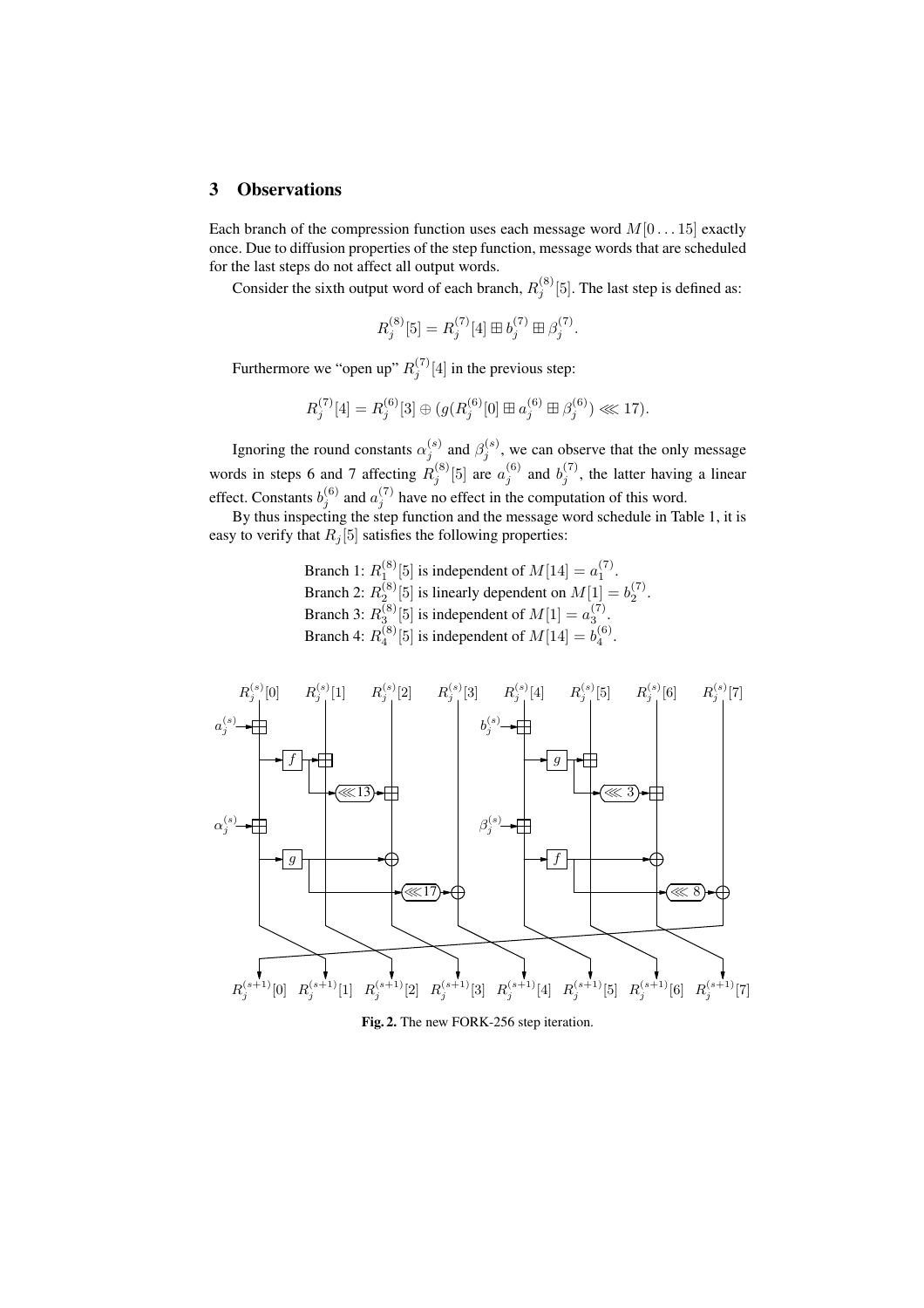## 3 Observations

Each branch of the compression function uses each message word $M[0\ldots15]$ exactly once. Due to diffusion properties of the step function, message words that are scheduled for the last steps do not affect all output words.

Consider the sixth output word of each branch, $R_j^{(8)}[5]$. The last step is defined as:

$$R_j^{(8)}[5] = R_j^{(7)}[4] \boxplus b_j^{(7)} \boxplus \beta_j^{(7)}.$$

Furthermore we "open up" $R_j^{(7)}[4]$ in the previous step:

$$R_j^{(7)}[4] = R_j^{(6)}[3] \oplus (g(R_j^{(6)}[0] \boxplus a_j^{(6)} \boxplus \beta_j^{(6)}) \lll 17).$$

Ignoring the round constants $\alpha_j^{(s)}$ and $\beta_j^{(s)}$, we can observe that the only message words in steps 6 and 7 affecting $R_j^{(8)}[5]$ are $a_j^{(6)}$ and $b_j^{(7)}$, the latter having a linear effect. Constants $b_j^{(6)}$ and $a_j^{(7)}$ have no effect in the computation of this word.

By thus inspecting the step function and the message word schedule in Table 1, it is easy to verify that $R_j[5]$ satisfies the following properties:

Branch 1: $R_1^{(8)}[5]$ is independent of $M[14] = a_1^{(7)}$.
Branch 2: $R_2^{(8)}[5]$ is linearly dependent on $M[1] = b_2^{(7)}$.
Branch 3: $R_3^{(8)}[5]$ is independent of $M[1] = a_3^{(7)}$.
Branch 4: $R_4^{(8)}[5]$ is independent of $M[14] = b_4^{(6)}$.

**Fig. 2.** The new FORK-256 step iteration.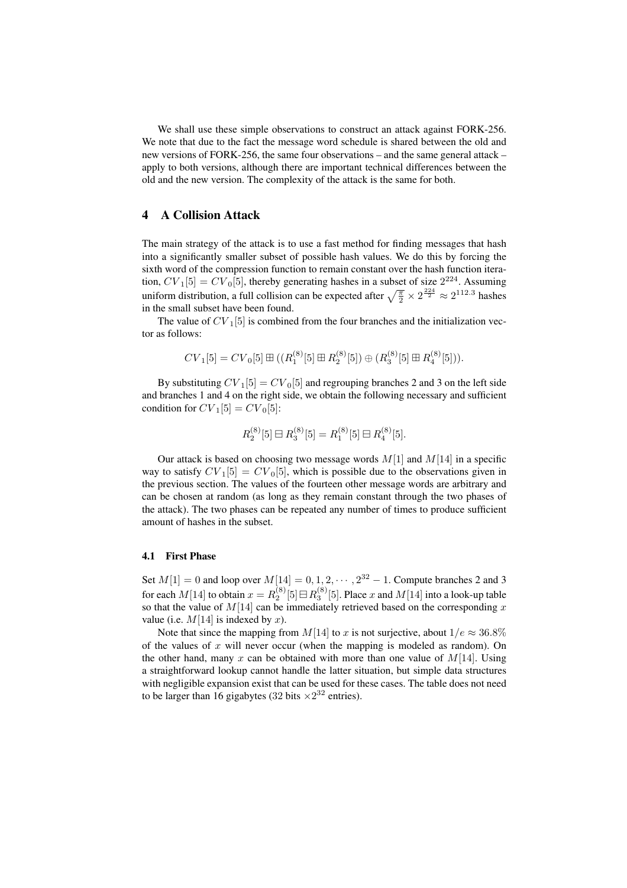We shall use these simple observations to construct an attack against FORK-256. We note that due to the fact the message word schedule is shared between the old and new versions of FORK-256, the same four observations – and the same general attack – apply to both versions, although there are important technical differences between the old and the new version. The complexity of the attack is the same for both.

## 4 A Collision Attack

The main strategy of the attack is to use a fast method for finding messages that hash into a significantly smaller subset of possible hash values. We do this by forcing the sixth word of the compression function to remain constant over the hash function iteration, $CV_1[5] = CV_0[5]$, thereby generating hashes in a subset of size $2^{224}$. Assuming uniform distribution, a full collision can be expected after $\sqrt{\frac{\pi}{2}} \times 2^{\frac{224}{2}} \approx 2^{112.3}$ hashes in the small subset have been found.

The value of $CV_1[5]$ is combined from the four branches and the initialization vector as follows:

$$CV_1[5] = CV_0[5] \boxplus ((R_1^{(8)}[5] \boxplus R_2^{(8)}[5]) \oplus (R_3^{(8)}[5] \boxplus R_4^{(8)}[5])).$$

By substituting $CV_1[5] = CV_0[5]$ and regrouping branches 2 and 3 on the left side and branches 1 and 4 on the right side, we obtain the following necessary and sufficient condition for $CV_1[5] = CV_0[5]$:

$$R_2^{(8)}[5] \boxminus R_3^{(8)}[5] = R_1^{(8)}[5] \boxminus R_4^{(8)}[5].$$

Our attack is based on choosing two message words $M[1]$ and $M[14]$ in a specific way to satisfy $CV_1[5] = CV_0[5]$, which is possible due to the observations given in the previous section. The values of the fourteen other message words are arbitrary and can be chosen at random (as long as they remain constant through the two phases of the attack). The two phases can be repeated any number of times to produce sufficient amount of hashes in the subset.

### 4.1 First Phase

Set $M[1] = 0$ and loop over $M[14] = 0, 1, 2, \cdots, 2^{32} - 1$. Compute branches 2 and 3 for each $M[14]$ to obtain $x = R_2^{(8)}[5] \boxminus R_3^{(8)}[5]$. Place $x$ and $M[14]$ into a look-up table so that the value of $M[14]$ can be immediately retrieved based on the corresponding $x$ value (i.e. $M[14]$ is indexed by $x$).

Note that since the mapping from $M[14]$ to $x$ is not surjective, about $1/e \approx 36.8\%$ of the values of $x$ will never occur (when the mapping is modeled as random). On the other hand, many $x$ can be obtained with more than one value of $M[14]$. Using a straightforward lookup cannot handle the latter situation, but simple data structures with negligible expansion exist that can be used for these cases. The table does not need to be larger than 16 gigabytes (32 bits $\times 2^{32}$ entries).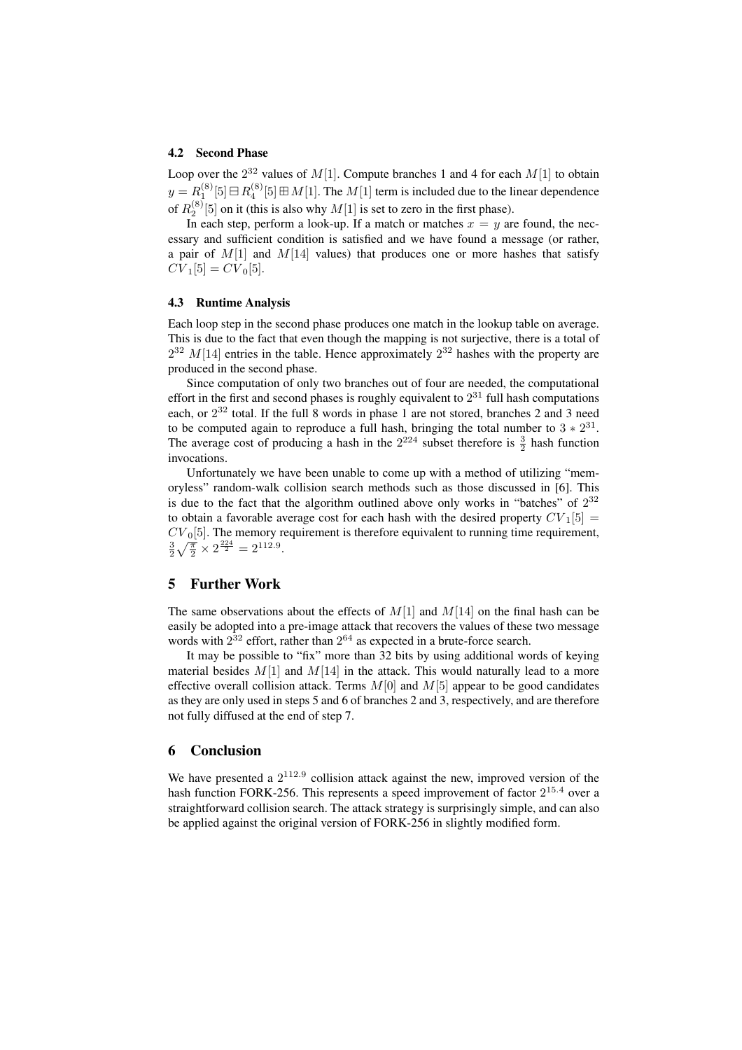### 4.2 Second Phase

Loop over the $2^{32}$ values of $M[1]$. Compute branches 1 and 4 for each $M[1]$ to obtain $y = R_1^{(8)}[5] \boxminus R_4^{(8)}[5] \boxplus M[1]$. The $M[1]$ term is included due to the linear dependence of $R_2^{(8)}[5]$ on it (this is also why $M[1]$ is set to zero in the first phase).

In each step, perform a look-up. If a match or matches $x = y$ are found, the necessary and sufficient condition is satisfied and we have found a message (or rather, a pair of $M[1]$ and $M[14]$ values) that produces one or more hashes that satisfy $CV_1[5] = CV_0[5]$.

### 4.3 Runtime Analysis

Each loop step in the second phase produces one match in the lookup table on average. This is due to the fact that even though the mapping is not surjective, there is a total of $2^{32}$ $M[14]$ entries in the table. Hence approximately $2^{32}$ hashes with the property are produced in the second phase.

Since computation of only two branches out of four are needed, the computational effort in the first and second phases is roughly equivalent to $2^{31}$ full hash computations each, or $2^{32}$ total. If the full 8 words in phase 1 are not stored, branches 2 and 3 need to be computed again to reproduce a full hash, bringing the total number to $3 * 2^{31}$. The average cost of producing a hash in the $2^{224}$ subset therefore is $\frac{3}{2}$ hash function invocations.

Unfortunately we have been unable to come up with a method of utilizing "memoryless" random-walk collision search methods such as those discussed in [6]. This is due to the fact that the algorithm outlined above only works in "batches" of $2^{32}$ to obtain a favorable average cost for each hash with the desired property $CV_1[5] = CV_0[5]$. The memory requirement is therefore equivalent to running time requirement, $\frac{3}{2}\sqrt{\frac{\pi}{2}} \times 2^{\frac{224}{2}} = 2^{112.9}$.

## 5 Further Work

The same observations about the effects of $M[1]$ and $M[14]$ on the final hash can be easily be adopted into a pre-image attack that recovers the values of these two message words with $2^{32}$ effort, rather than $2^{64}$ as expected in a brute-force search.

It may be possible to "fix" more than 32 bits by using additional words of keying material besides $M[1]$ and $M[14]$ in the attack. This would naturally lead to a more effective overall collision attack. Terms $M[0]$ and $M[5]$ appear to be good candidates as they are only used in steps 5 and 6 of branches 2 and 3, respectively, and are therefore not fully diffused at the end of step 7.

## 6 Conclusion

We have presented a $2^{112.9}$ collision attack against the new, improved version of the hash function FORK-256. This represents a speed improvement of factor $2^{15.4}$ over a straightforward collision search. The attack strategy is surprisingly simple, and can also be applied against the original version of FORK-256 in slightly modified form.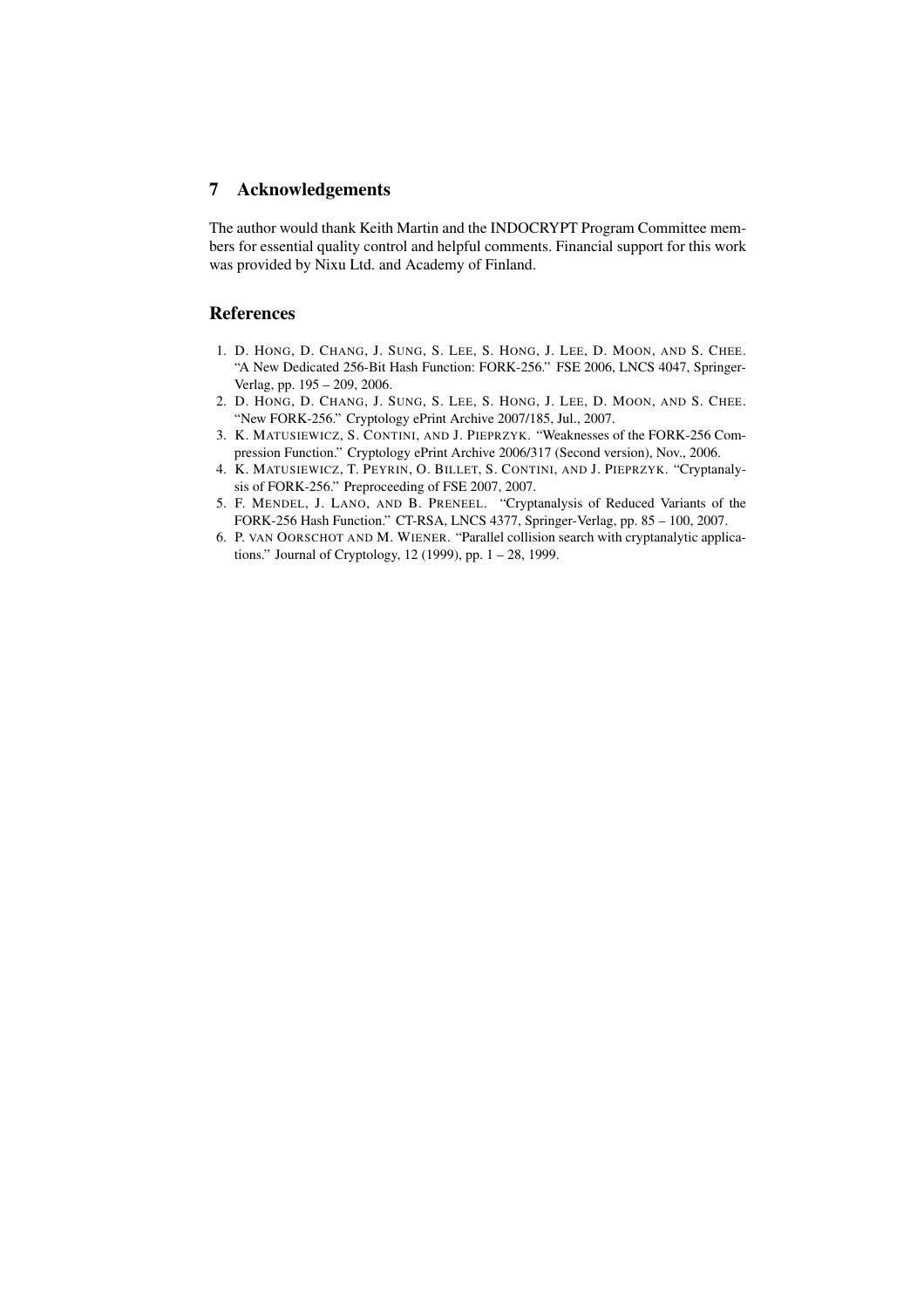## 7 Acknowledgements

The author would thank Keith Martin and the INDOCRYPT Program Committee members for essential quality control and helpful comments. Financial support for this work was provided by Nixu Ltd. and Academy of Finland.

## References

1. D. Hong, D. Chang, J. Sung, S. Lee, S. Hong, J. Lee, D. Moon, and S. Chee. "A New Dedicated 256-Bit Hash Function: FORK-256." FSE 2006, LNCS 4047, Springer-Verlag, pp. 195 – 209, 2006.
2. D. Hong, D. Chang, J. Sung, S. Lee, S. Hong, J. Lee, D. Moon, and S. Chee. "New FORK-256." Cryptology ePrint Archive 2007/185, Jul., 2007.
3. K. Matusiewicz, S. Contini, and J. Pieprzyk. "Weaknesses of the FORK-256 Compression Function." Cryptology ePrint Archive 2006/317 (Second version), Nov., 2006.
4. K. Matusiewicz, T. Peyrin, O. Billet, S. Contini, and J. Pieprzyk. "Cryptanalysis of FORK-256." Preproceeding of FSE 2007, 2007.
5. F. Mendel, J. Lano, and B. Preneel. "Cryptanalysis of Reduced Variants of the FORK-256 Hash Function." CT-RSA, LNCS 4377, Springer-Verlag, pp. 85 – 100, 2007.
6. P. van Oorschot and M. Wiener. "Parallel collision search with cryptanalytic applications." Journal of Cryptology, 12 (1999), pp. 1 – 28, 1999.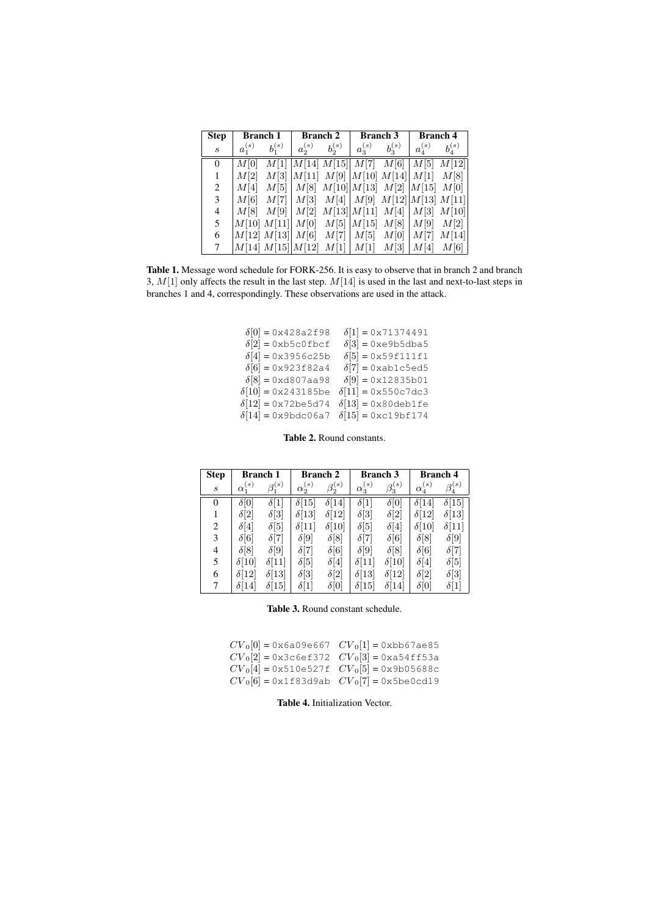| Step | Branch 1 | | Branch 2 | | Branch 3 | | Branch 4 | |
|---|---|---|---|---|---|---|---|---|
| $s$ | $a_1^{(s)}$ | $b_1^{(s)}$ | $a_2^{(s)}$ | $b_2^{(s)}$ | $a_3^{(s)}$ | $b_3^{(s)}$ | $a_4^{(s)}$ | $b_4^{(s)}$ |
| 0 | $M[0]$ | $M[1]$ | $M[14]$ | $M[15]$ | $M[7]$ | $M[6]$ | $M[5]$ | $M[12]$ |
| 1 | $M[2]$ | $M[3]$ | $M[11]$ | $M[9]$ | $M[10]$ | $M[14]$ | $M[1]$ | $M[8]$ |
| 2 | $M[4]$ | $M[5]$ | $M[8]$ | $M[10]$ | $M[13]$ | $M[2]$ | $M[15]$ | $M[0]$ |
| 3 | $M[6]$ | $M[7]$ | $M[3]$ | $M[4]$ | $M[9]$ | $M[12]$ | $M[13]$ | $M[11]$ |
| 4 | $M[8]$ | $M[9]$ | $M[2]$ | $M[13]$ | $M[11]$ | $M[4]$ | $M[3]$ | $M[10]$ |
| 5 | $M[10]$ | $M[11]$ | $M[0]$ | $M[5]$ | $M[15]$ | $M[8]$ | $M[9]$ | $M[2]$ |
| 6 | $M[12]$ | $M[13]$ | $M[6]$ | $M[7]$ | $M[5]$ | $M[0]$ | $M[7]$ | $M[14]$ |
| 7 | $M[14]$ | $M[15]$ | $M[12]$ | $M[1]$ | $M[1]$ | $M[3]$ | $M[4]$ | $M[6]$ |

**Table 1.** Message word schedule for FORK-256. It is easy to observe that in branch 2 and branch 3, $M[1]$ only affects the result in the last step. $M[14]$ is used in the last and next-to-last steps in branches 1 and 4, correspondingly. These observations are used in the attack.

| | |
|---|---|
| $\delta[0]$ = 0x428a2f98 | $\delta[1]$ = 0x71374491 |
| $\delta[2]$ = 0xb5c0fbcf | $\delta[3]$ = 0xe9b5dba5 |
| $\delta[4]$ = 0x3956c25b | $\delta[5]$ = 0x59f111f1 |
| $\delta[6]$ = 0x923f82a4 | $\delta[7]$ = 0xab1c5ed5 |
| $\delta[8]$ = 0xd807aa98 | $\delta[9]$ = 0x12835b01 |
| $\delta[10]$ = 0x243185be | $\delta[11]$ = 0x550c7dc3 |
| $\delta[12]$ = 0x72be5d74 | $\delta[13]$ = 0x80deb1fe |
| $\delta[14]$ = 0x9bdc06a7 | $\delta[15]$ = 0xc19bf174 |

**Table 2.** Round constants.

| Step | Branch 1 | | Branch 2 | | Branch 3 | | Branch 4 | |
|---|---|---|---|---|---|---|---|---|
| $s$ | $\alpha_1^{(s)}$ | $\beta_1^{(s)}$ | $\alpha_2^{(s)}$ | $\beta_2^{(s)}$ | $\alpha_3^{(s)}$ | $\beta_3^{(s)}$ | $\alpha_4^{(s)}$ | $\beta_4^{(s)}$ |
| 0 | $\delta[0]$ | $\delta[1]$ | $\delta[15]$ | $\delta[14]$ | $\delta[1]$ | $\delta[0]$ | $\delta[14]$ | $\delta[15]$ |
| 1 | $\delta[2]$ | $\delta[3]$ | $\delta[13]$ | $\delta[12]$ | $\delta[3]$ | $\delta[2]$ | $\delta[12]$ | $\delta[13]$ |
| 2 | $\delta[4]$ | $\delta[5]$ | $\delta[11]$ | $\delta[10]$ | $\delta[5]$ | $\delta[4]$ | $\delta[10]$ | $\delta[11]$ |
| 3 | $\delta[6]$ | $\delta[7]$ | $\delta[9]$ | $\delta[8]$ | $\delta[7]$ | $\delta[6]$ | $\delta[8]$ | $\delta[9]$ |
| 4 | $\delta[8]$ | $\delta[9]$ | $\delta[7]$ | $\delta[6]$ | $\delta[9]$ | $\delta[8]$ | $\delta[6]$ | $\delta[7]$ |
| 5 | $\delta[10]$ | $\delta[11]$ | $\delta[5]$ | $\delta[4]$ | $\delta[11]$ | $\delta[10]$ | $\delta[4]$ | $\delta[5]$ |
| 6 | $\delta[12]$ | $\delta[13]$ | $\delta[3]$ | $\delta[2]$ | $\delta[13]$ | $\delta[12]$ | $\delta[2]$ | $\delta[3]$ |
| 7 | $\delta[14]$ | $\delta[15]$ | $\delta[1]$ | $\delta[0]$ | $\delta[15]$ | $\delta[14]$ | $\delta[0]$ | $\delta[1]$ |

**Table 3.** Round constant schedule.

| | |
|---|---|
| $CV_0[0]$ = 0x6a09e667 | $CV_0[1]$ = 0xbb67ae85 |
| $CV_0[2]$ = 0x3c6ef372 | $CV_0[3]$ = 0xa54ff53a |
| $CV_0[4]$ = 0x510e527f | $CV_0[5]$ = 0x9b05688c |
| $CV_0[6]$ = 0x1f83d9ab | $CV_0[7]$ = 0x5be0cd19 |

**Table 4.** Initialization Vector.